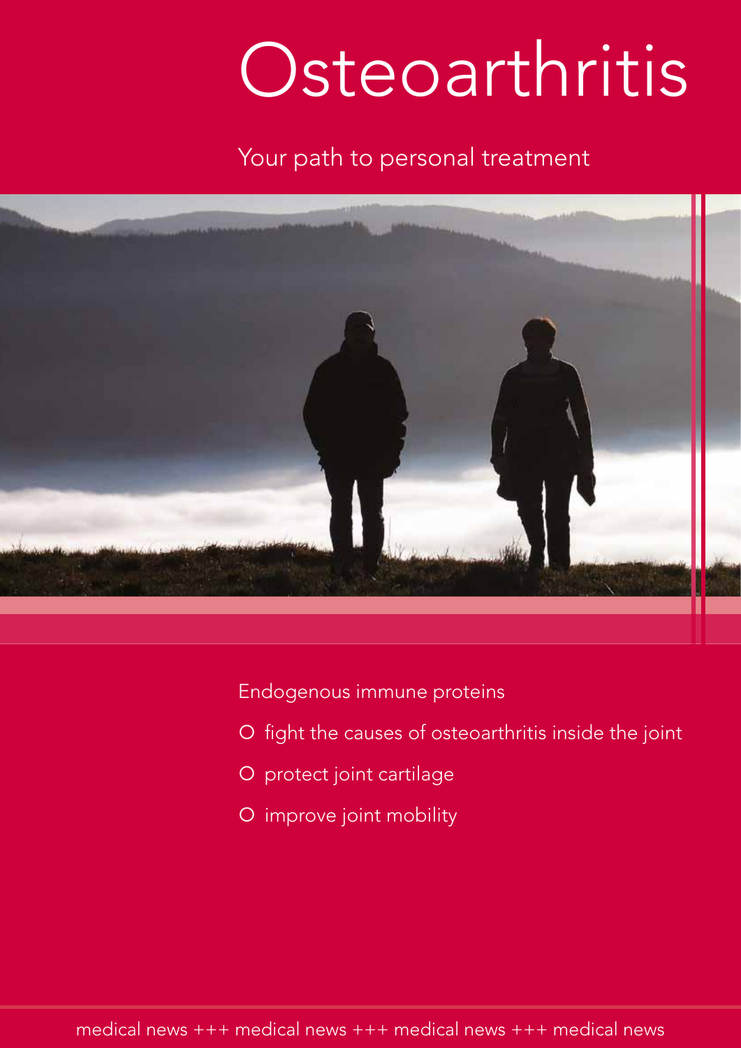# Osteoarthritis

Your path to personal treatment

Endogenous immune proteins

- fight the causes of osteoarthritis inside the joint
- protect joint cartilage
- improve joint mobility

medical news +++ medical news +++ medical news +++ medical news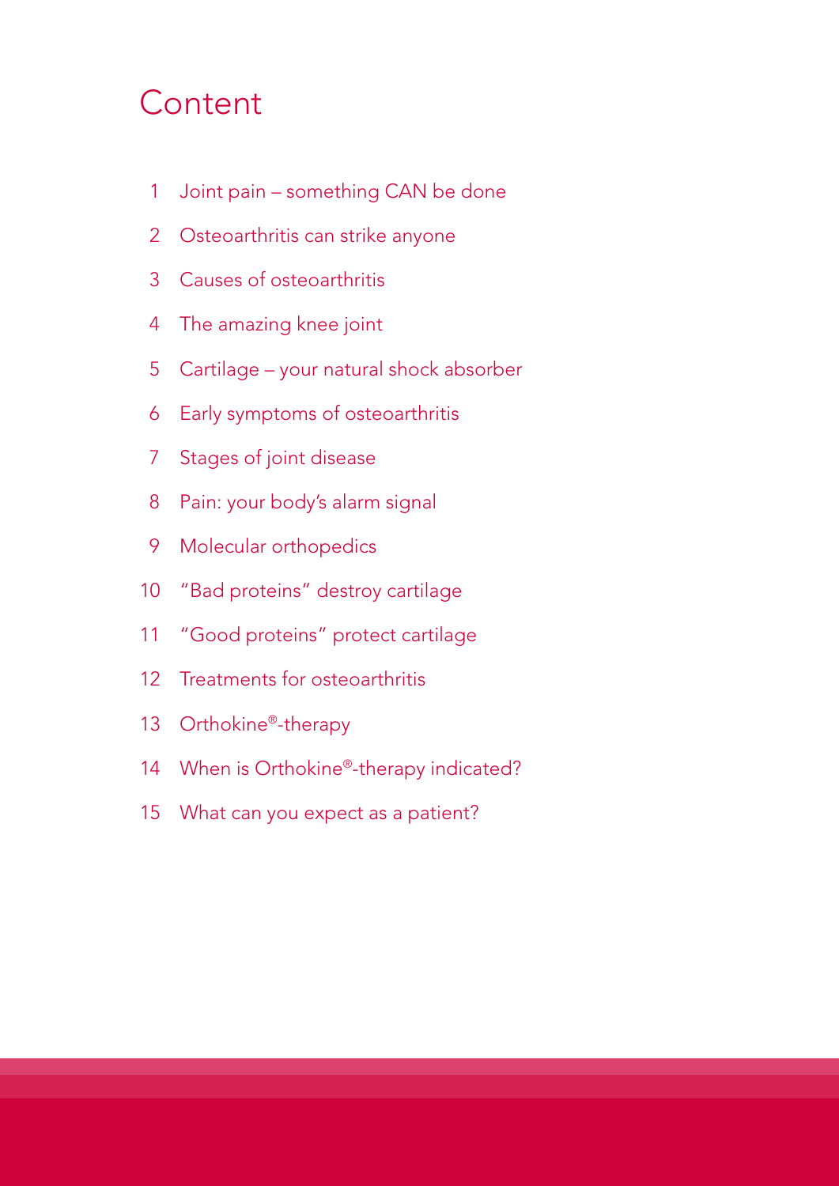# Content

1. Joint pain – something CAN be done
2. Osteoarthritis can strike anyone
3. Causes of osteoarthritis
4. The amazing knee joint
5. Cartilage – your natural shock absorber
6. Early symptoms of osteoarthritis
7. Stages of joint disease
8. Pain: your body's alarm signal
9. Molecular orthopedics
10. "Bad proteins" destroy cartilage
11. "Good proteins" protect cartilage
12. Treatments for osteoarthritis
13. Orthokine®-therapy
14. When is Orthokine®-therapy indicated?
15. What can you expect as a patient?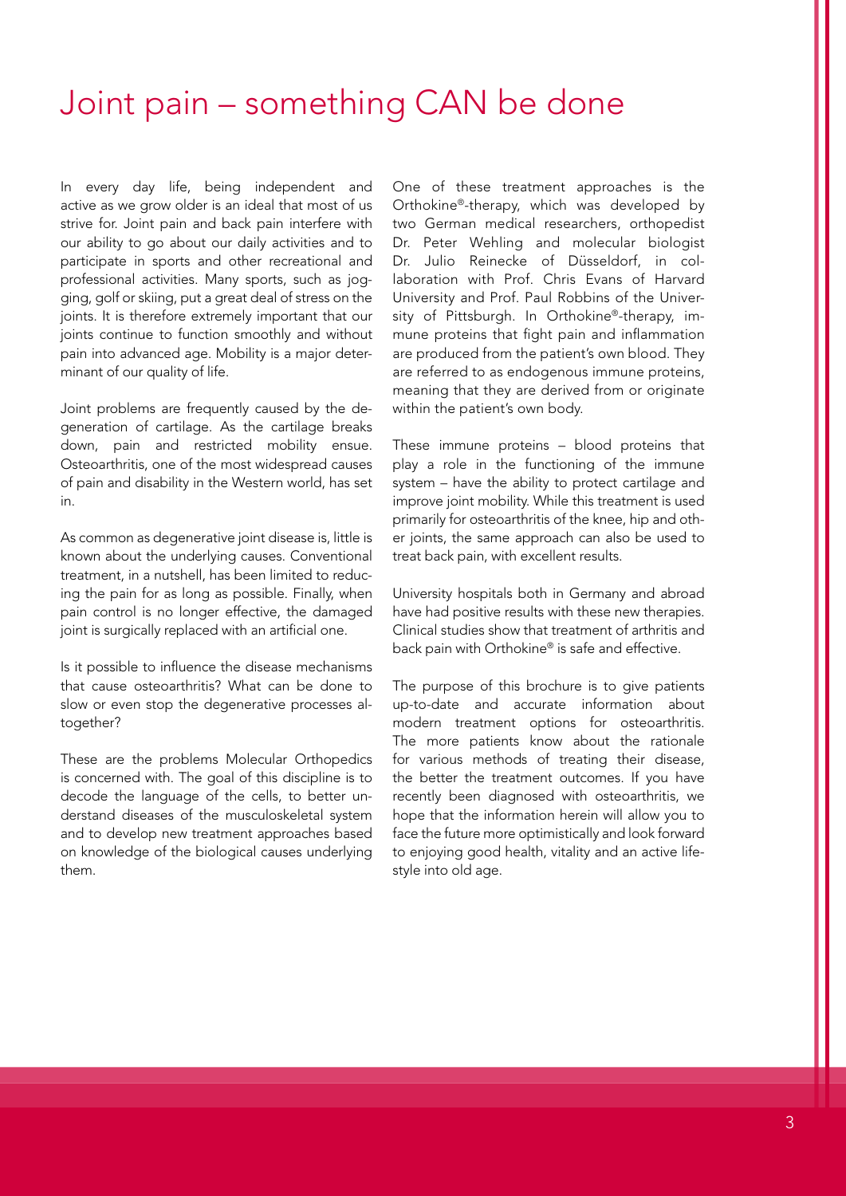# Joint pain – something CAN be done

In every day life, being independent and active as we grow older is an ideal that most of us strive for. Joint pain and back pain interfere with our ability to go about our daily activities and to participate in sports and other recreational and professional activities. Many sports, such as jogging, golf or skiing, put a great deal of stress on the joints. It is therefore extremely important that our joints continue to function smoothly and without pain into advanced age. Mobility is a major determinant of our quality of life.

Joint problems are frequently caused by the degeneration of cartilage. As the cartilage breaks down, pain and restricted mobility ensue. Osteoarthritis, one of the most widespread causes of pain and disability in the Western world, has set in.

As common as degenerative joint disease is, little is known about the underlying causes. Conventional treatment, in a nutshell, has been limited to reducing the pain for as long as possible. Finally, when pain control is no longer effective, the damaged joint is surgically replaced with an artificial one.

Is it possible to influence the disease mechanisms that cause osteoarthritis? What can be done to slow or even stop the degenerative processes altogether?

These are the problems Molecular Orthopedics is concerned with. The goal of this discipline is to decode the language of the cells, to better understand diseases of the musculoskeletal system and to develop new treatment approaches based on knowledge of the biological causes underlying them.

One of these treatment approaches is the Orthokine®-therapy, which was developed by two German medical researchers, orthopedist Dr. Peter Wehling and molecular biologist Dr. Julio Reinecke of Düsseldorf, in collaboration with Prof. Chris Evans of Harvard University and Prof. Paul Robbins of the University of Pittsburgh. In Orthokine®-therapy, immune proteins that fight pain and inflammation are produced from the patient's own blood. They are referred to as endogenous immune proteins, meaning that they are derived from or originate within the patient's own body.

These immune proteins – blood proteins that play a role in the functioning of the immune system – have the ability to protect cartilage and improve joint mobility. While this treatment is used primarily for osteoarthritis of the knee, hip and other joints, the same approach can also be used to treat back pain, with excellent results.

University hospitals both in Germany and abroad have had positive results with these new therapies. Clinical studies show that treatment of arthritis and back pain with Orthokine® is safe and effective.

The purpose of this brochure is to give patients up-to-date and accurate information about modern treatment options for osteoarthritis. The more patients know about the rationale for various methods of treating their disease, the better the treatment outcomes. If you have recently been diagnosed with osteoarthritis, we hope that the information herein will allow you to face the future more optimistically and look forward to enjoying good health, vitality and an active lifestyle into old age.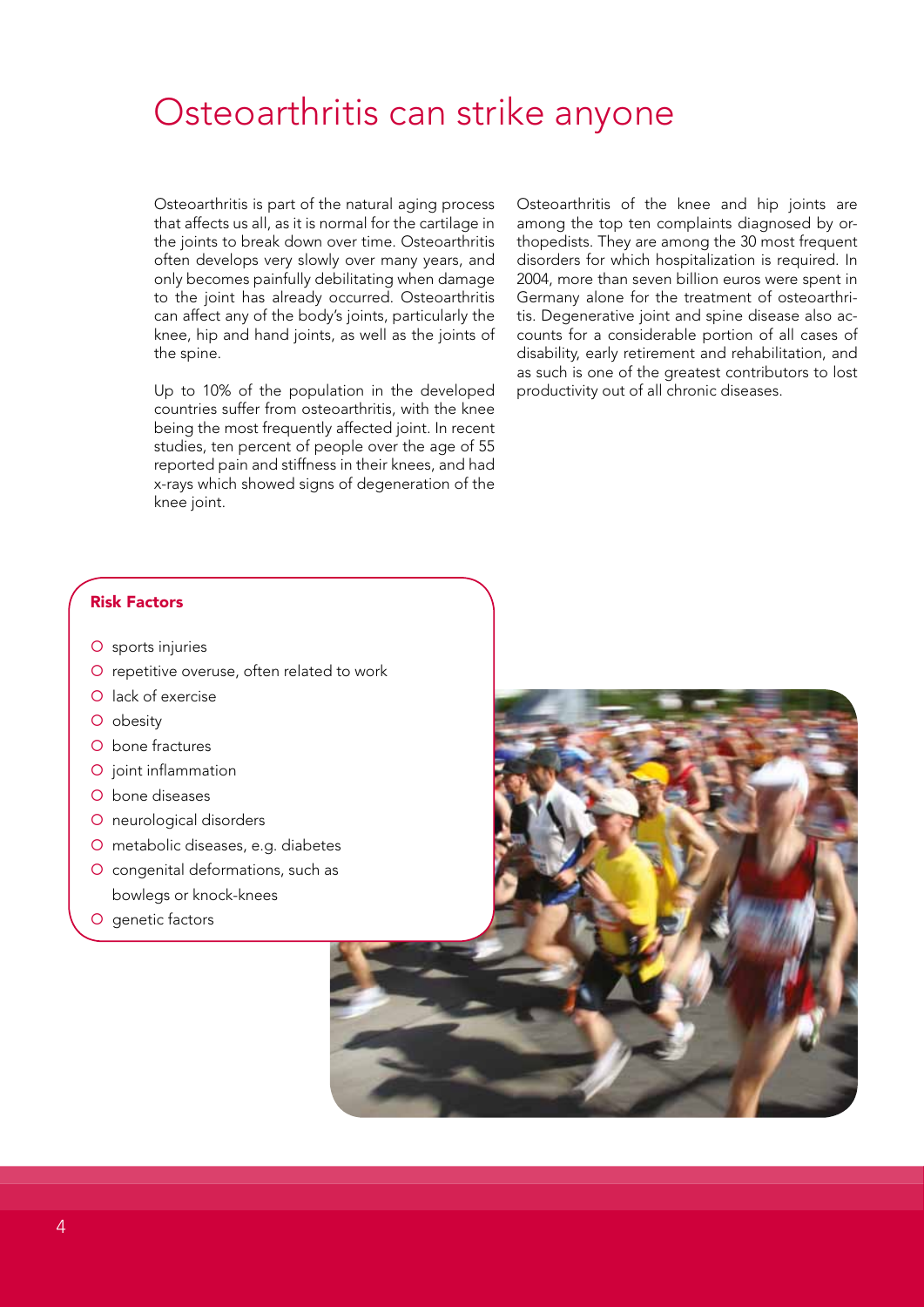# Osteoarthritis can strike anyone

Osteoarthritis is part of the natural aging process that affects us all, as it is normal for the cartilage in the joints to break down over time. Osteoarthritis often develops very slowly over many years, and only becomes painfully debilitating when damage to the joint has already occurred. Osteoarthritis can affect any of the body's joints, particularly the knee, hip and hand joints, as well as the joints of the spine.

Up to 10% of the population in the developed countries suffer from osteoarthritis, with the knee being the most frequently affected joint. In recent studies, ten percent of people over the age of 55 reported pain and stiffness in their knees, and had x-rays which showed signs of degeneration of the knee joint.

Osteoarthritis of the knee and hip joints are among the top ten complaints diagnosed by orthopedists. They are among the 30 most frequent disorders for which hospitalization is required. In 2004, more than seven billion euros were spent in Germany alone for the treatment of osteoarthritis. Degenerative joint and spine disease also accounts for a considerable portion of all cases of disability, early retirement and rehabilitation, and as such is one of the greatest contributors to lost productivity out of all chronic diseases.

**Risk Factors**

- sports injuries
- repetitive overuse, often related to work
- lack of exercise
- obesity
- bone fractures
- joint inflammation
- bone diseases
- neurological disorders
- metabolic diseases, e.g. diabetes
- congenital deformations, such as bowlegs or knock-knees
- genetic factors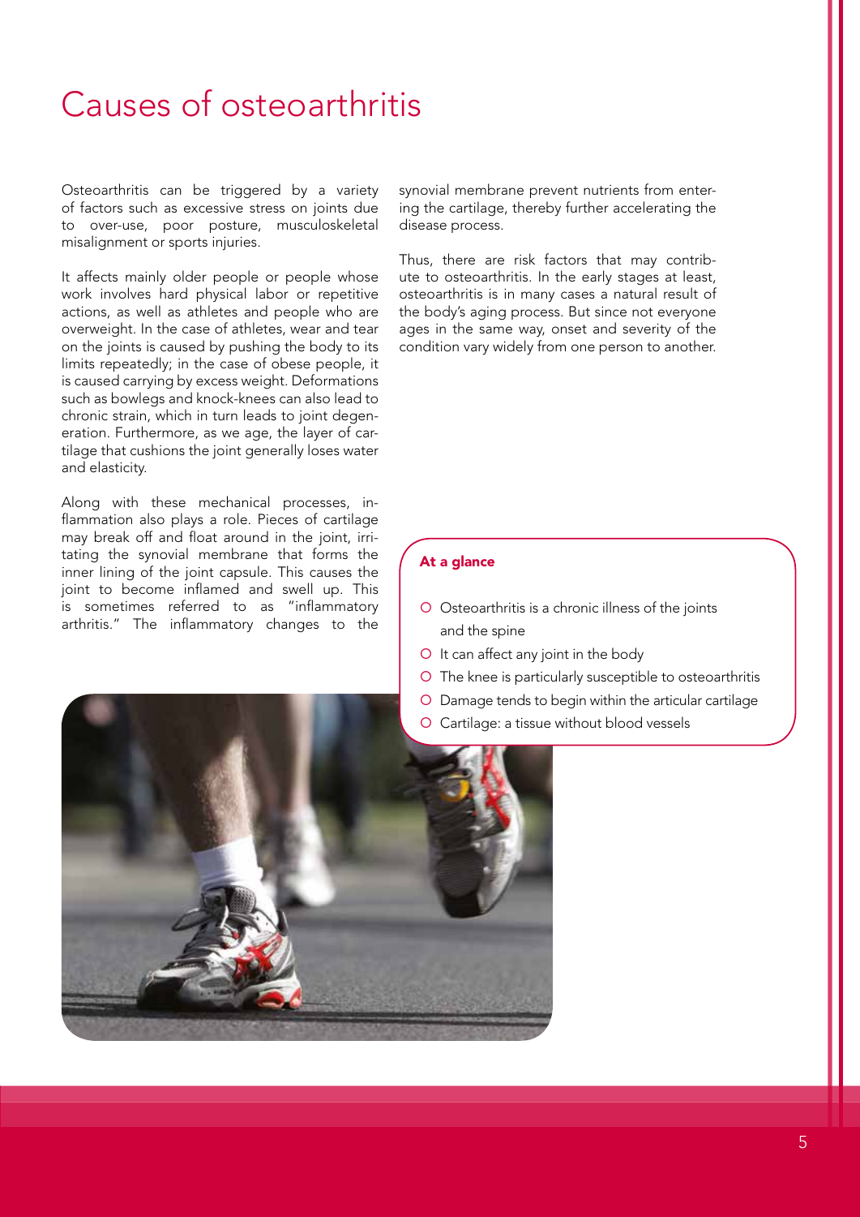# Causes of osteoarthritis

Osteoarthritis can be triggered by a variety of factors such as excessive stress on joints due to over-use, poor posture, musculoskeletal misalignment or sports injuries.

It affects mainly older people or people whose work involves hard physical labor or repetitive actions, as well as athletes and people who are overweight. In the case of athletes, wear and tear on the joints is caused by pushing the body to its limits repeatedly; in the case of obese people, it is caused carrying by excess weight. Deformations such as bowlegs and knock-knees can also lead to chronic strain, which in turn leads to joint degeneration. Furthermore, as we age, the layer of cartilage that cushions the joint generally loses water and elasticity.

Along with these mechanical processes, inflammation also plays a role. Pieces of cartilage may break off and float around in the joint, irritating the synovial membrane that forms the inner lining of the joint capsule. This causes the joint to become inflamed and swell up. This is sometimes referred to as "inflammatory arthritis." The inflammatory changes to the synovial membrane prevent nutrients from entering the cartilage, thereby further accelerating the disease process.

Thus, there are risk factors that may contribute to osteoarthritis. In the early stages at least, osteoarthritis is in many cases a natural result of the body's aging process. But since not everyone ages in the same way, onset and severity of the condition vary widely from one person to another.

**At a glance**

- Osteoarthritis is a chronic illness of the joints and the spine
- It can affect any joint in the body
- The knee is particularly susceptible to osteoarthritis
- Damage tends to begin within the articular cartilage
- Cartilage: a tissue without blood vessels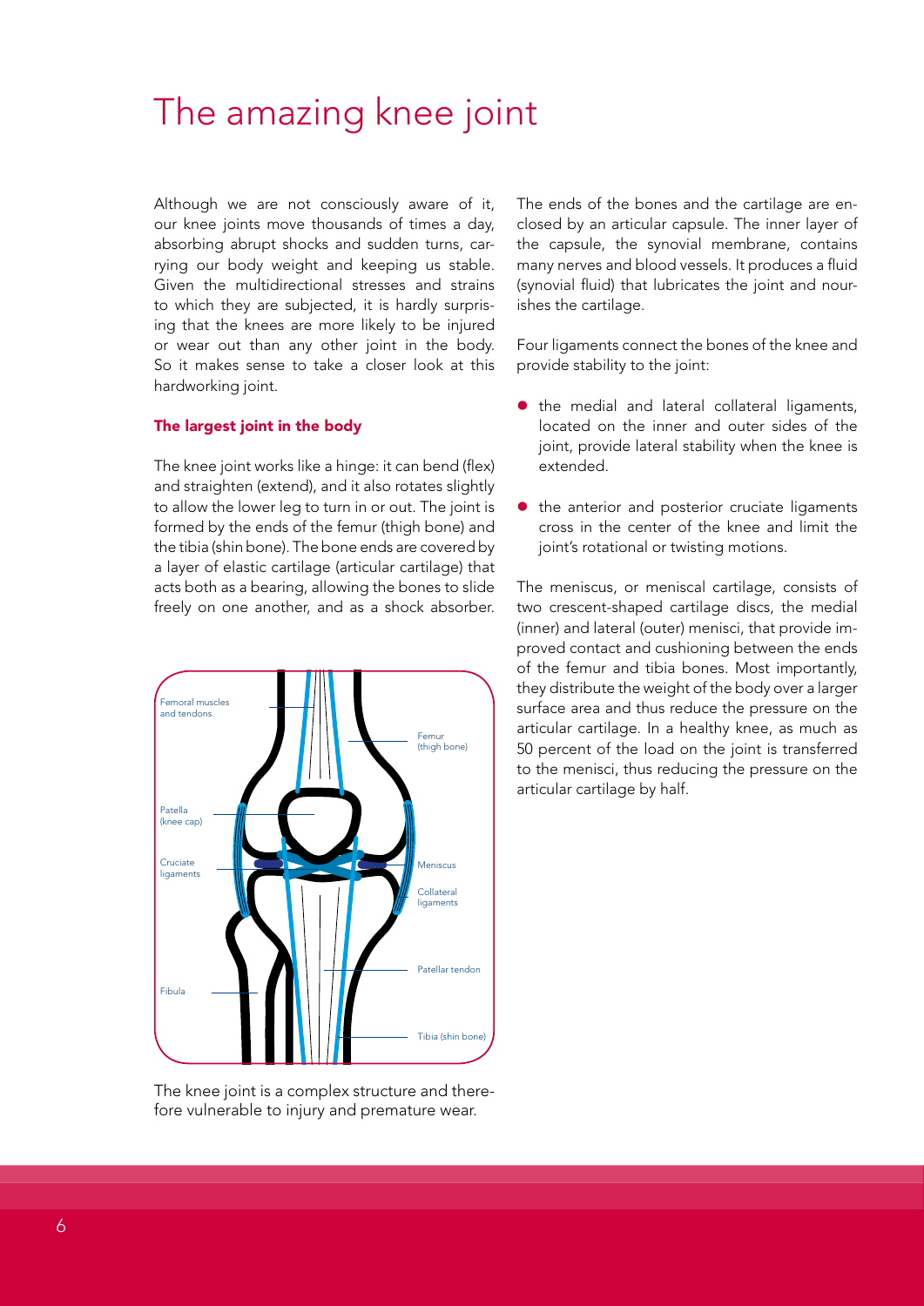# The amazing knee joint

Although we are not consciously aware of it, our knee joints move thousands of times a day, absorbing abrupt shocks and sudden turns, carrying our body weight and keeping us stable. Given the multidirectional stresses and strains to which they are subjected, it is hardly surprising that the knees are more likely to be injured or wear out than any other joint in the body. So it makes sense to take a closer look at this hardworking joint.

## The largest joint in the body

The knee joint works like a hinge: it can bend (flex) and straighten (extend), and it also rotates slightly to allow the lower leg to turn in or out. The joint is formed by the ends of the femur (thigh bone) and the tibia (shin bone). The bone ends are covered by a layer of elastic cartilage (articular cartilage) that acts both as a bearing, allowing the bones to slide freely on one another, and as a shock absorber.

Femoral muscles and tendons

Femur (thigh bone)

Patella (knee cap)

Cruciate ligaments

Meniscus

Collateral ligaments

Patellar tendon

Fibula

Tibia (shin bone)

The knee joint is a complex structure and therefore vulnerable to injury and premature wear.

The ends of the bones and the cartilage are enclosed by an articular capsule. The inner layer of the capsule, the synovial membrane, contains many nerves and blood vessels. It produces a fluid (synovial fluid) that lubricates the joint and nourishes the cartilage.

Four ligaments connect the bones of the knee and provide stability to the joint:

- the medial and lateral collateral ligaments, located on the inner and outer sides of the joint, provide lateral stability when the knee is extended.
- the anterior and posterior cruciate ligaments cross in the center of the knee and limit the joint's rotational or twisting motions.

The meniscus, or meniscal cartilage, consists of two crescent-shaped cartilage discs, the medial (inner) and lateral (outer) menisci, that provide improved contact and cushioning between the ends of the femur and tibia bones. Most importantly, they distribute the weight of the body over a larger surface area and thus reduce the pressure on the articular cartilage. In a healthy knee, as much as 50 percent of the load on the joint is transferred to the menisci, thus reducing the pressure on the articular cartilage by half.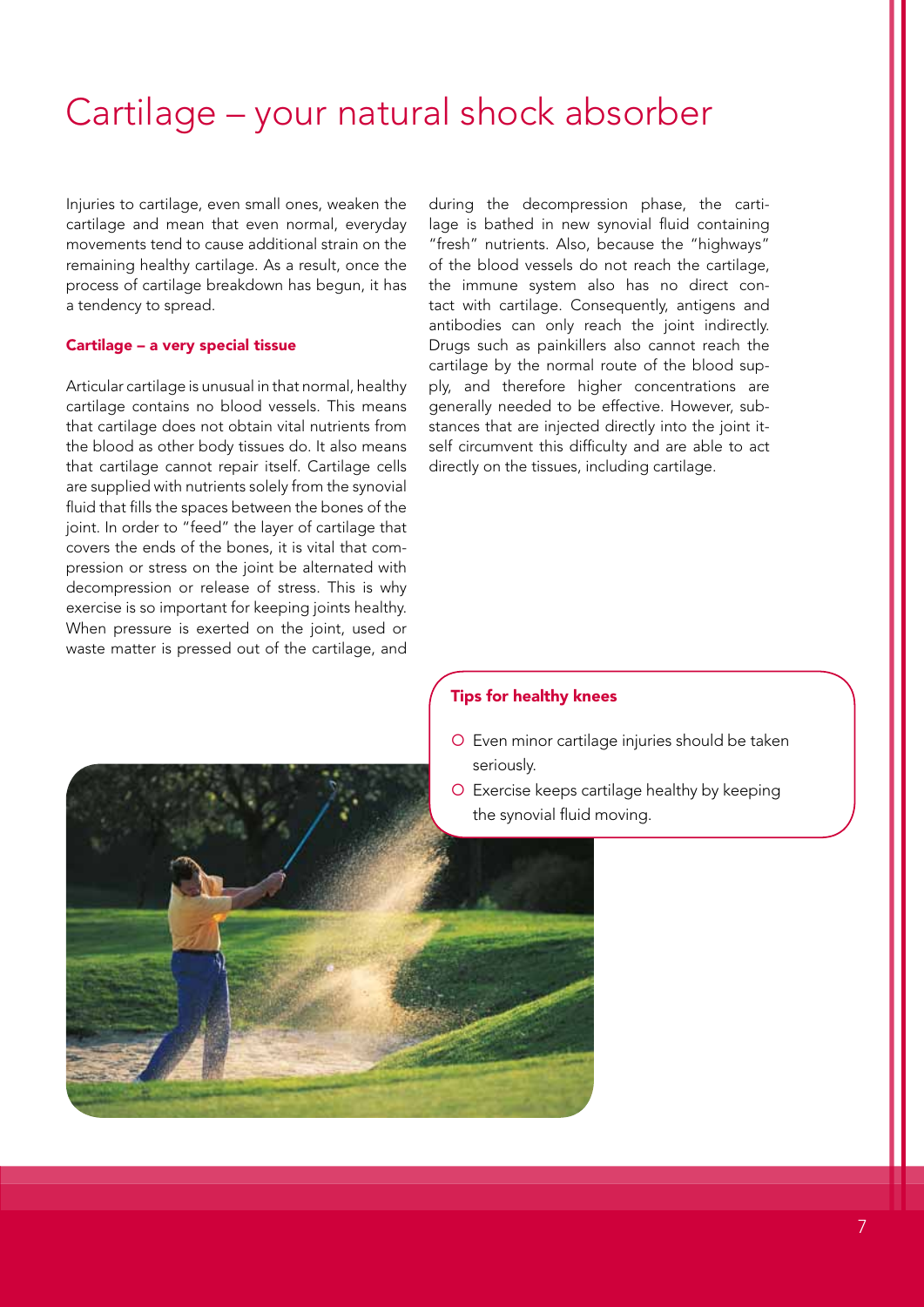# Cartilage – your natural shock absorber

Injuries to cartilage, even small ones, weaken the cartilage and mean that even normal, everyday movements tend to cause additional strain on the remaining healthy cartilage. As a result, once the process of cartilage breakdown has begun, it has a tendency to spread.

### Cartilage – a very special tissue

Articular cartilage is unusual in that normal, healthy cartilage contains no blood vessels. This means that cartilage does not obtain vital nutrients from the blood as other body tissues do. It also means that cartilage cannot repair itself. Cartilage cells are supplied with nutrients solely from the synovial fluid that fills the spaces between the bones of the joint. In order to "feed" the layer of cartilage that covers the ends of the bones, it is vital that compression or stress on the joint be alternated with decompression or release of stress. This is why exercise is so important for keeping joints healthy. When pressure is exerted on the joint, used or waste matter is pressed out of the cartilage, and during the decompression phase, the cartilage is bathed in new synovial fluid containing "fresh" nutrients. Also, because the "highways" of the blood vessels do not reach the cartilage, the immune system also has no direct contact with cartilage. Consequently, antigens and antibodies can only reach the joint indirectly. Drugs such as painkillers also cannot reach the cartilage by the normal route of the blood supply, and therefore higher concentrations are generally needed to be effective. However, substances that are injected directly into the joint itself circumvent this difficulty and are able to act directly on the tissues, including cartilage.

### Tips for healthy knees

- Even minor cartilage injuries should be taken seriously.
- Exercise keeps cartilage healthy by keeping the synovial fluid moving.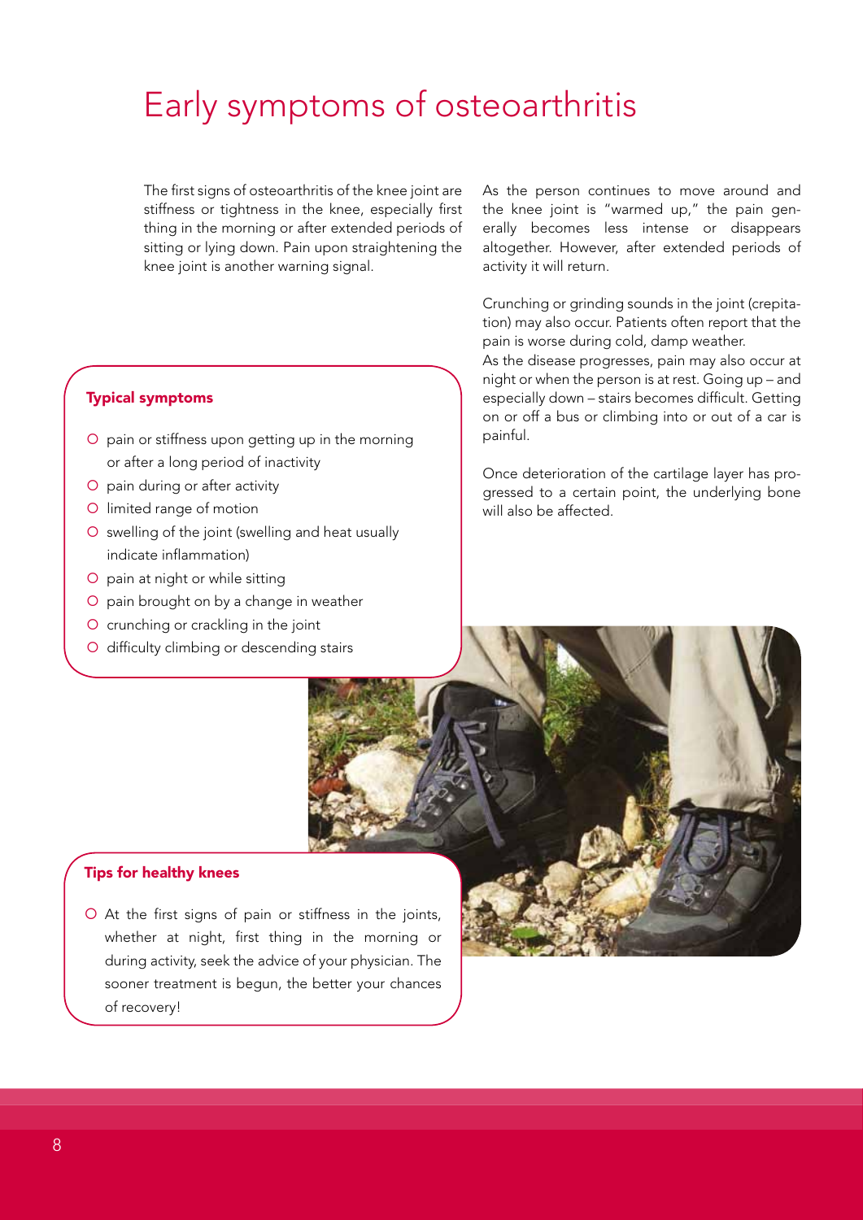# Early symptoms of osteoarthritis

The first signs of osteoarthritis of the knee joint are stiffness or tightness in the knee, especially first thing in the morning or after extended periods of sitting or lying down. Pain upon straightening the knee joint is another warning signal.

As the person continues to move around and the knee joint is "warmed up," the pain generally becomes less intense or disappears altogether. However, after extended periods of activity it will return.

Crunching or grinding sounds in the joint (crepitation) may also occur. Patients often report that the pain is worse during cold, damp weather.

As the disease progresses, pain may also occur at night or when the person is at rest. Going up – and especially down – stairs becomes difficult. Getting on or off a bus or climbing into or out of a car is painful.

Once deterioration of the cartilage layer has progressed to a certain point, the underlying bone will also be affected.

**Typical symptoms**

- pain or stiffness upon getting up in the morning or after a long period of inactivity
- pain during or after activity
- limited range of motion
- swelling of the joint (swelling and heat usually indicate inflammation)
- pain at night or while sitting
- pain brought on by a change in weather
- crunching or crackling in the joint
- difficulty climbing or descending stairs

**Tips for healthy knees**

- At the first signs of pain or stiffness in the joints, whether at night, first thing in the morning or during activity, seek the advice of your physician. The sooner treatment is begun, the better your chances of recovery!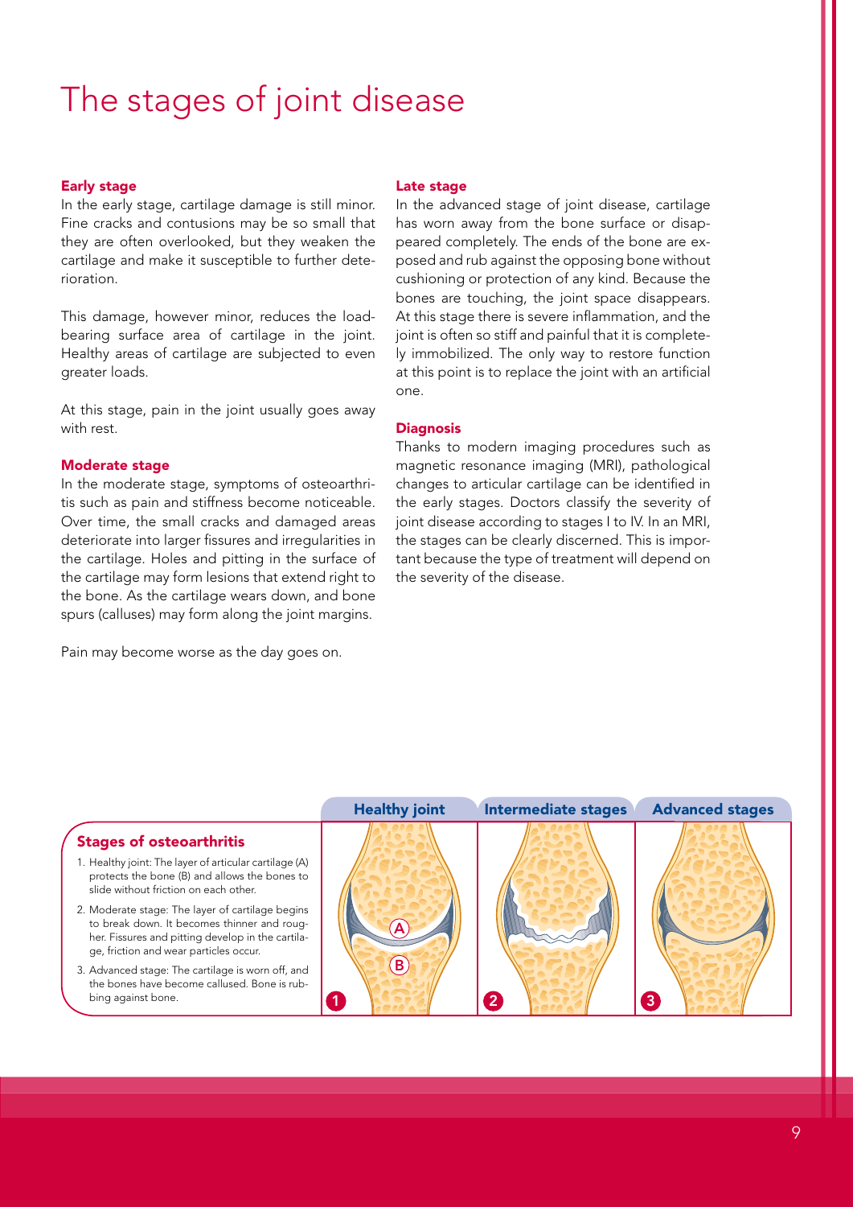# The stages of joint disease

### Early stage

In the early stage, cartilage damage is still minor. Fine cracks and contusions may be so small that they are often overlooked, but they weaken the cartilage and make it susceptible to further deterioration.

This damage, however minor, reduces the load-bearing surface area of cartilage in the joint. Healthy areas of cartilage are subjected to even greater loads.

At this stage, pain in the joint usually goes away with rest.

### Moderate stage

In the moderate stage, symptoms of osteoarthritis such as pain and stiffness become noticeable. Over time, the small cracks and damaged areas deteriorate into larger fissures and irregularities in the cartilage. Holes and pitting in the surface of the cartilage may form lesions that extend right to the bone. As the cartilage wears down, and bone spurs (calluses) may form along the joint margins.

Pain may become worse as the day goes on.

### Late stage

In the advanced stage of joint disease, cartilage has worn away from the bone surface or disappeared completely. The ends of the bone are exposed and rub against the opposing bone without cushioning or protection of any kind. Because the bones are touching, the joint space disappears. At this stage there is severe inflammation, and the joint is often so stiff and painful that it is completely immobilized. The only way to restore function at this point is to replace the joint with an artificial one.

### Diagnosis

Thanks to modern imaging procedures such as magnetic resonance imaging (MRI), pathological changes to articular cartilage can be identified in the early stages. Doctors classify the severity of joint disease according to stages I to IV. In an MRI, the stages can be clearly discerned. This is important because the type of treatment will depend on the severity of the disease.

### Stages of osteoarthritis

1. Healthy joint: The layer of articular cartilage (A) protects the bone (B) and allows the bones to slide without friction on each other.
2. Moderate stage: The layer of cartilage begins to break down. It becomes thinner and rougher. Fissures and pitting develop in the cartilage, friction and wear particles occur.
3. Advanced stage: The cartilage is worn off, and the bones have become callused. Bone is rubbing against bone.

Healthy joint | Intermediate stages | Advanced stages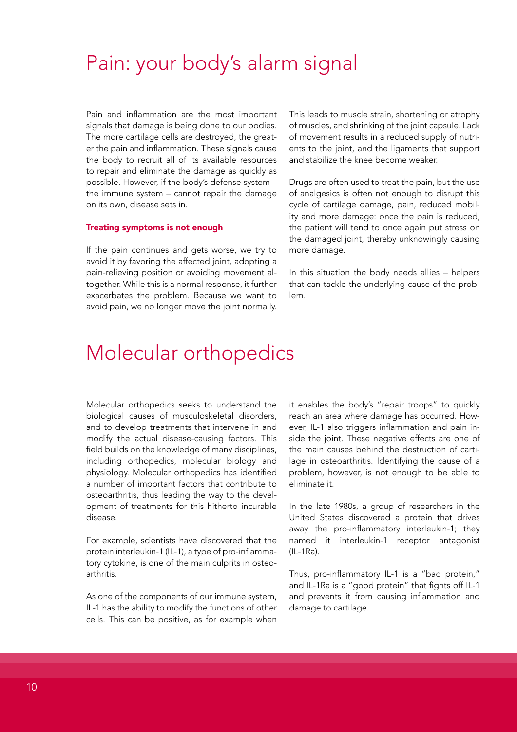# Pain: your body's alarm signal

Pain and inflammation are the most important signals that damage is being done to our bodies. The more cartilage cells are destroyed, the greater the pain and inflammation. These signals cause the body to recruit all of its available resources to repair and eliminate the damage as quickly as possible. However, if the body's defense system – the immune system – cannot repair the damage on its own, disease sets in.

### Treating symptoms is not enough

If the pain continues and gets worse, we try to avoid it by favoring the affected joint, adopting a pain-relieving position or avoiding movement altogether. While this is a normal response, it further exacerbates the problem. Because we want to avoid pain, we no longer move the joint normally. This leads to muscle strain, shortening or atrophy of muscles, and shrinking of the joint capsule. Lack of movement results in a reduced supply of nutrients to the joint, and the ligaments that support and stabilize the knee become weaker.

Drugs are often used to treat the pain, but the use of analgesics is often not enough to disrupt this cycle of cartilage damage, pain, reduced mobility and more damage: once the pain is reduced, the patient will tend to once again put stress on the damaged joint, thereby unknowingly causing more damage.

In this situation the body needs allies – helpers that can tackle the underlying cause of the problem.

# Molecular orthopedics

Molecular orthopedics seeks to understand the biological causes of musculoskeletal disorders, and to develop treatments that intervene in and modify the actual disease-causing factors. This field builds on the knowledge of many disciplines, including orthopedics, molecular biology and physiology. Molecular orthopedics has identified a number of important factors that contribute to osteoarthritis, thus leading the way to the development of treatments for this hitherto incurable disease.

For example, scientists have discovered that the protein interleukin-1 (IL-1), a type of pro-inflammatory cytokine, is one of the main culprits in osteoarthritis.

As one of the components of our immune system, IL-1 has the ability to modify the functions of other cells. This can be positive, as for example when it enables the body's "repair troops" to quickly reach an area where damage has occurred. However, IL-1 also triggers inflammation and pain inside the joint. These negative effects are one of the main causes behind the destruction of cartilage in osteoarthritis. Identifying the cause of a problem, however, is not enough to be able to eliminate it.

In the late 1980s, a group of researchers in the United States discovered a protein that drives away the pro-inflammatory interleukin-1; they named it interleukin-1 receptor antagonist (IL-1Ra).

Thus, pro-inflammatory IL-1 is a "bad protein," and IL-1Ra is a "good protein" that fights off IL-1 and prevents it from causing inflammation and damage to cartilage.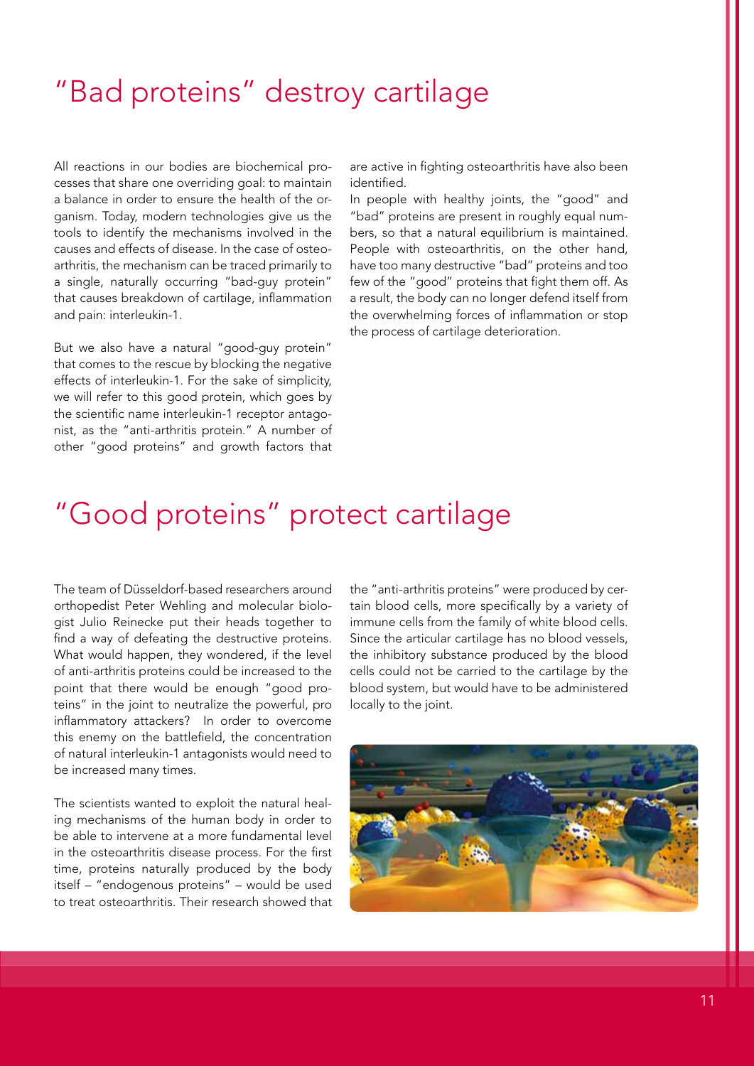# "Bad proteins" destroy cartilage

All reactions in our bodies are biochemical processes that share one overriding goal: to maintain a balance in order to ensure the health of the organism. Today, modern technologies give us the tools to identify the mechanisms involved in the causes and effects of disease. In the case of osteoarthritis, the mechanism can be traced primarily to a single, naturally occurring "bad-guy protein" that causes breakdown of cartilage, inflammation and pain: interleukin-1.

But we also have a natural "good-guy protein" that comes to the rescue by blocking the negative effects of interleukin-1. For the sake of simplicity, we will refer to this good protein, which goes by the scientific name interleukin-1 receptor antagonist, as the "anti-arthritis protein." A number of other "good proteins" and growth factors that are active in fighting osteoarthritis have also been identified.

In people with healthy joints, the "good" and "bad" proteins are present in roughly equal numbers, so that a natural equilibrium is maintained. People with osteoarthritis, on the other hand, have too many destructive "bad" proteins and too few of the "good" proteins that fight them off. As a result, the body can no longer defend itself from the overwhelming forces of inflammation or stop the process of cartilage deterioration.

# "Good proteins" protect cartilage

The team of Düsseldorf-based researchers around orthopedist Peter Wehling and molecular biologist Julio Reinecke put their heads together to find a way of defeating the destructive proteins. What would happen, they wondered, if the level of anti-arthritis proteins could be increased to the point that there would be enough "good proteins" in the joint to neutralize the powerful, pro inflammatory attackers? In order to overcome this enemy on the battlefield, the concentration of natural interleukin-1 antagonists would need to be increased many times.

The scientists wanted to exploit the natural healing mechanisms of the human body in order to be able to intervene at a more fundamental level in the osteoarthritis disease process. For the first time, proteins naturally produced by the body itself – "endogenous proteins" – would be used to treat osteoarthritis. Their research showed that the "anti-arthritis proteins" were produced by certain blood cells, more specifically by a variety of immune cells from the family of white blood cells. Since the articular cartilage has no blood vessels, the inhibitory substance produced by the blood cells could not be carried to the cartilage by the blood system, but would have to be administered locally to the joint.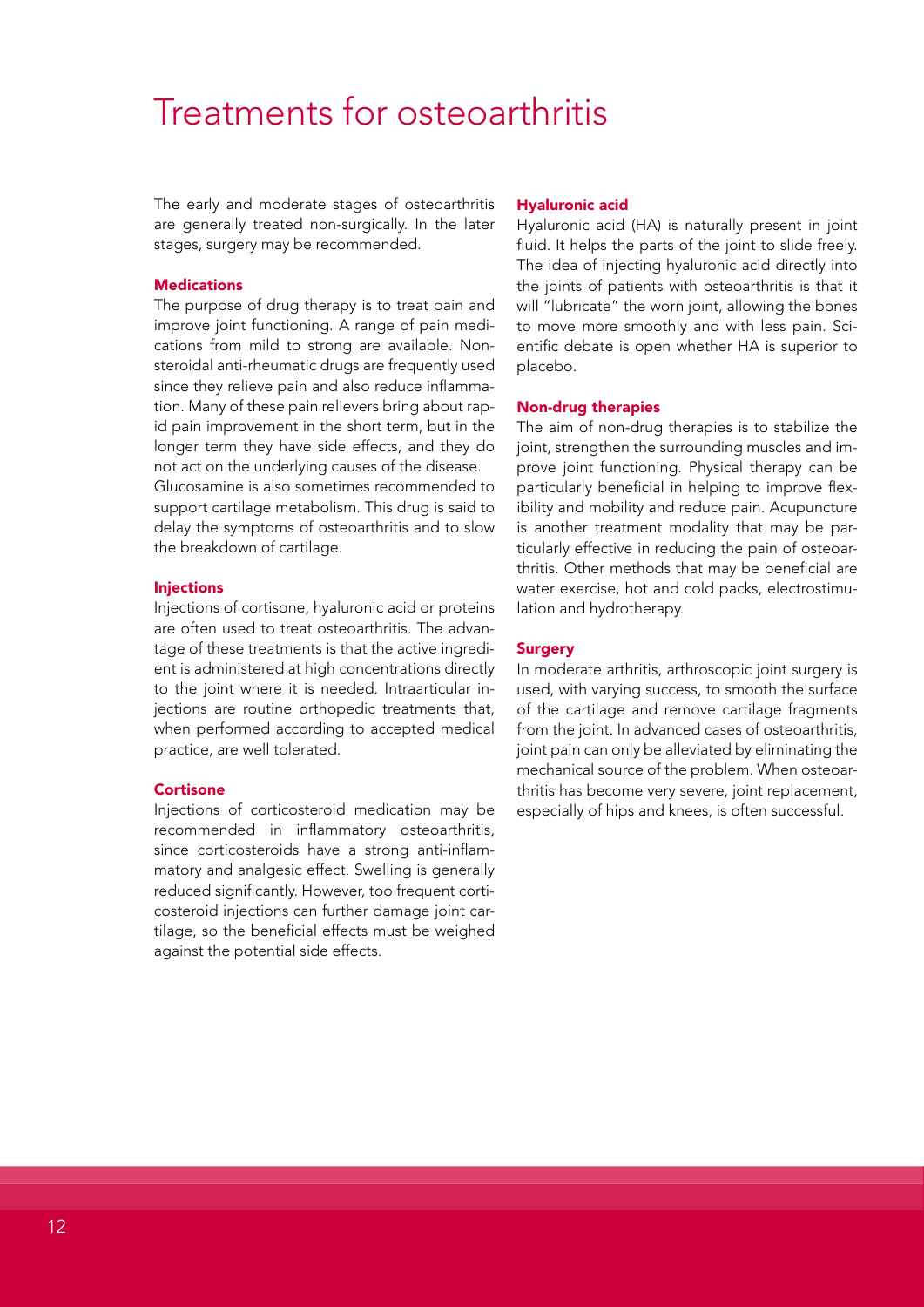# Treatments for osteoarthritis

The early and moderate stages of osteoarthritis are generally treated non-surgically. In the later stages, surgery may be recommended.

### Medications

The purpose of drug therapy is to treat pain and improve joint functioning. A range of pain medications from mild to strong are available. Nonsteroidal anti-rheumatic drugs are frequently used since they relieve pain and also reduce inflammation. Many of these pain relievers bring about rapid pain improvement in the short term, but in the longer term they have side effects, and they do not act on the underlying causes of the disease.

Glucosamine is also sometimes recommended to support cartilage metabolism. This drug is said to delay the symptoms of osteoarthritis and to slow the breakdown of cartilage.

### Injections

Injections of cortisone, hyaluronic acid or proteins are often used to treat osteoarthritis. The advantage of these treatments is that the active ingredient is administered at high concentrations directly to the joint where it is needed. Intraarticular injections are routine orthopedic treatments that, when performed according to accepted medical practice, are well tolerated.

### Cortisone

Injections of corticosteroid medication may be recommended in inflammatory osteoarthritis, since corticosteroids have a strong anti-inflammatory and analgesic effect. Swelling is generally reduced significantly. However, too frequent corticosteroid injections can further damage joint cartilage, so the beneficial effects must be weighed against the potential side effects.

### Hyaluronic acid

Hyaluronic acid (HA) is naturally present in joint fluid. It helps the parts of the joint to slide freely. The idea of injecting hyaluronic acid directly into the joints of patients with osteoarthritis is that it will "lubricate" the worn joint, allowing the bones to move more smoothly and with less pain. Scientific debate is open whether HA is superior to placebo.

### Non-drug therapies

The aim of non-drug therapies is to stabilize the joint, strengthen the surrounding muscles and improve joint functioning. Physical therapy can be particularly beneficial in helping to improve flexibility and mobility and reduce pain. Acupuncture is another treatment modality that may be particularly effective in reducing the pain of osteoarthritis. Other methods that may be beneficial are water exercise, hot and cold packs, electrostimulation and hydrotherapy.

### Surgery

In moderate arthritis, arthroscopic joint surgery is used, with varying success, to smooth the surface of the cartilage and remove cartilage fragments from the joint. In advanced cases of osteoarthritis, joint pain can only be alleviated by eliminating the mechanical source of the problem. When osteoarthritis has become very severe, joint replacement, especially of hips and knees, is often successful.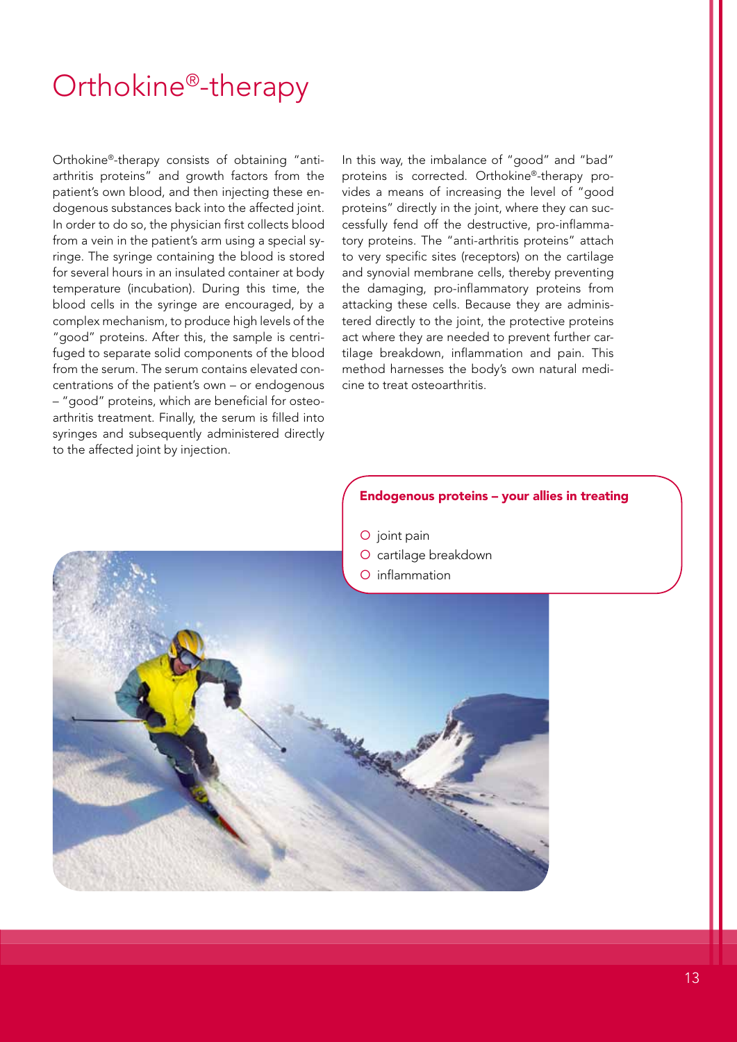# Orthokine®-therapy

Orthokine®-therapy consists of obtaining "anti-arthritis proteins" and growth factors from the patient's own blood, and then injecting these endogenous substances back into the affected joint. In order to do so, the physician first collects blood from a vein in the patient's arm using a special syringe. The syringe containing the blood is stored for several hours in an insulated container at body temperature (incubation). During this time, the blood cells in the syringe are encouraged, by a complex mechanism, to produce high levels of the "good" proteins. After this, the sample is centrifuged to separate solid components of the blood from the serum. The serum contains elevated concentrations of the patient's own – or endogenous – "good" proteins, which are beneficial for osteoarthritis treatment. Finally, the serum is filled into syringes and subsequently administered directly to the affected joint by injection.

In this way, the imbalance of "good" and "bad" proteins is corrected. Orthokine®-therapy provides a means of increasing the level of "good proteins" directly in the joint, where they can successfully fend off the destructive, pro-inflammatory proteins. The "anti-arthritis proteins" attach to very specific sites (receptors) on the cartilage and synovial membrane cells, thereby preventing the damaging, pro-inflammatory proteins from attacking these cells. Because they are administered directly to the joint, the protective proteins act where they are needed to prevent further cartilage breakdown, inflammation and pain. This method harnesses the body's own natural medicine to treat osteoarthritis.

**Endogenous proteins – your allies in treating**

- joint pain
- cartilage breakdown
- inflammation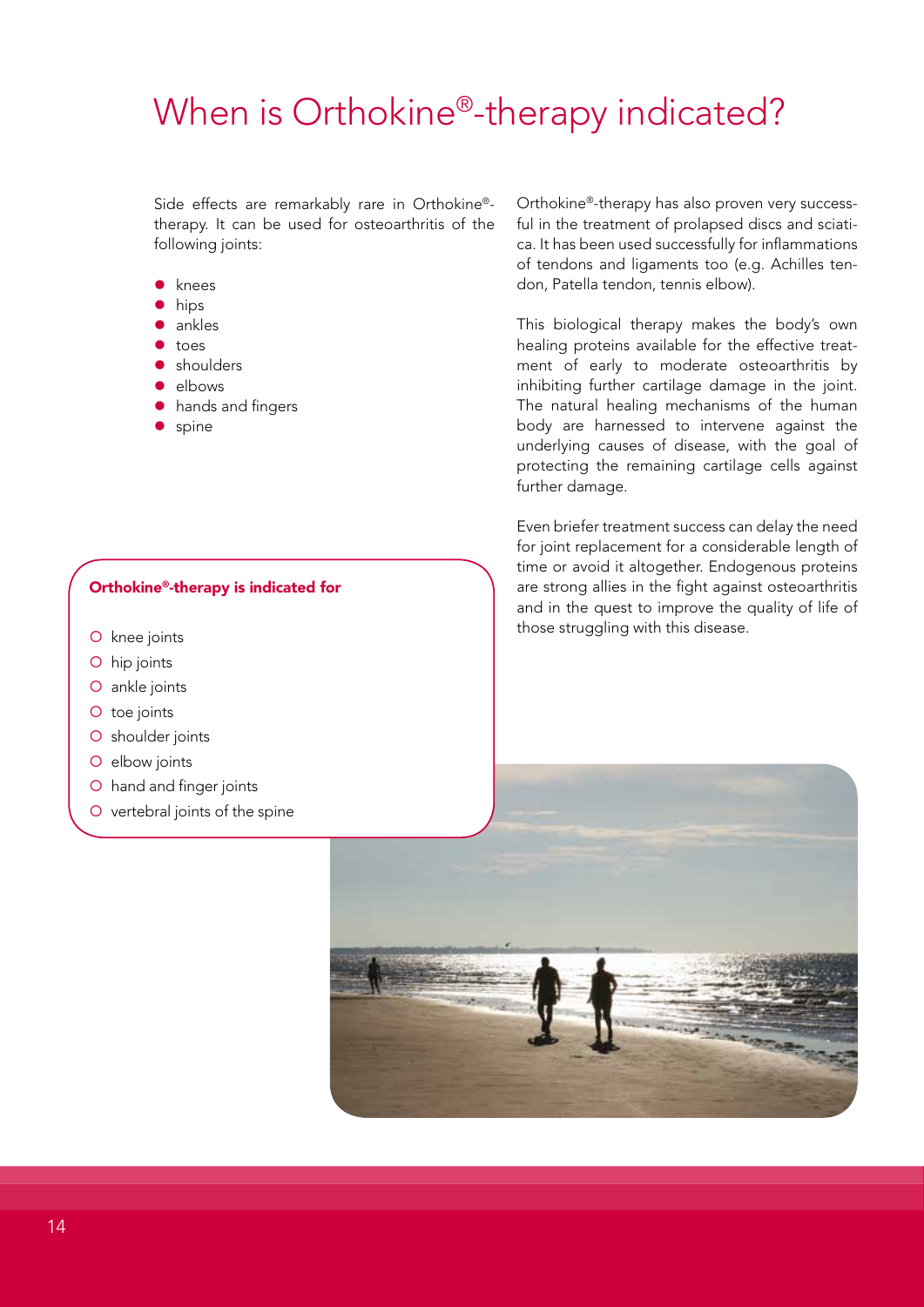# When is Orthokine®-therapy indicated?

Side effects are remarkably rare in Orthokine®-therapy. It can be used for osteoarthritis of the following joints:

- knees
- hips
- ankles
- toes
- shoulders
- elbows
- hands and fingers
- spine

**Orthokine®-therapy is indicated for**

- knee joints
- hip joints
- ankle joints
- toe joints
- shoulder joints
- elbow joints
- hand and finger joints
- vertebral joints of the spine

Orthokine®-therapy has also proven very successful in the treatment of prolapsed discs and sciatica. It has been used successfully for inflammations of tendons and ligaments too (e.g. Achilles tendon, Patella tendon, tennis elbow).

This biological therapy makes the body's own healing proteins available for the effective treatment of early to moderate osteoarthritis by inhibiting further cartilage damage in the joint. The natural healing mechanisms of the human body are harnessed to intervene against the underlying causes of disease, with the goal of protecting the remaining cartilage cells against further damage.

Even briefer treatment success can delay the need for joint replacement for a considerable length of time or avoid it altogether. Endogenous proteins are strong allies in the fight against osteoarthritis and in the quest to improve the quality of life of those struggling with this disease.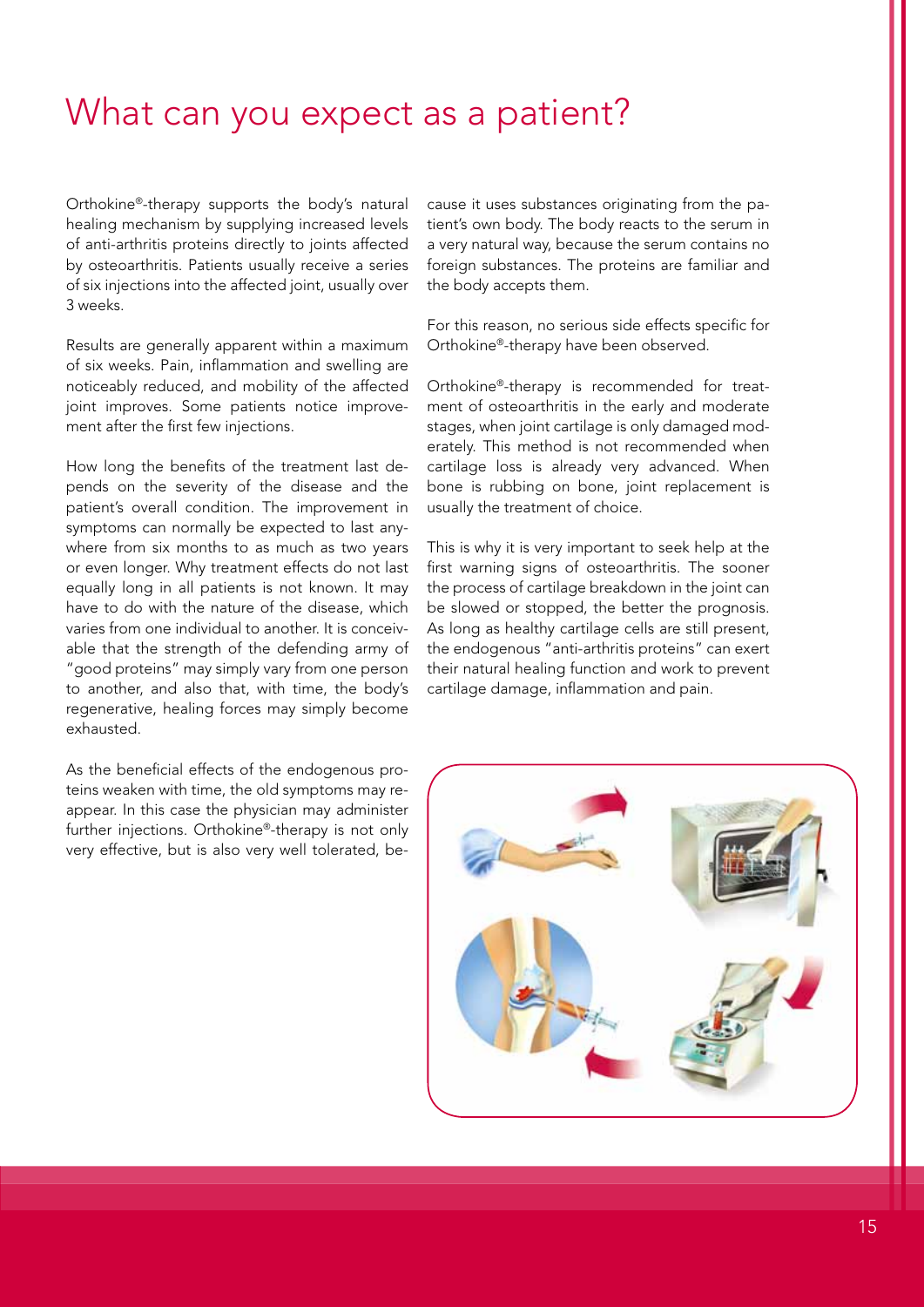# What can you expect as a patient?

Orthokine®-therapy supports the body's natural healing mechanism by supplying increased levels of anti-arthritis proteins directly to joints affected by osteoarthritis. Patients usually receive a series of six injections into the affected joint, usually over 3 weeks.

Results are generally apparent within a maximum of six weeks. Pain, inflammation and swelling are noticeably reduced, and mobility of the affected joint improves. Some patients notice improvement after the first few injections.

How long the benefits of the treatment last depends on the severity of the disease and the patient's overall condition. The improvement in symptoms can normally be expected to last anywhere from six months to as much as two years or even longer. Why treatment effects do not last equally long in all patients is not known. It may have to do with the nature of the disease, which varies from one individual to another. It is conceivable that the strength of the defending army of "good proteins" may simply vary from one person to another, and also that, with time, the body's regenerative, healing forces may simply become exhausted.

As the beneficial effects of the endogenous proteins weaken with time, the old symptoms may reappear. In this case the physician may administer further injections. Orthokine®-therapy is not only very effective, but is also very well tolerated, because it uses substances originating from the patient's own body. The body reacts to the serum in a very natural way, because the serum contains no foreign substances. The proteins are familiar and the body accepts them.

For this reason, no serious side effects specific for Orthokine®-therapy have been observed.

Orthokine®-therapy is recommended for treatment of osteoarthritis in the early and moderate stages, when joint cartilage is only damaged moderately. This method is not recommended when cartilage loss is already very advanced. When bone is rubbing on bone, joint replacement is usually the treatment of choice.

This is why it is very important to seek help at the first warning signs of osteoarthritis. The sooner the process of cartilage breakdown in the joint can be slowed or stopped, the better the prognosis. As long as healthy cartilage cells are still present, the endogenous "anti-arthritis proteins" can exert their natural healing function and work to prevent cartilage damage, inflammation and pain.